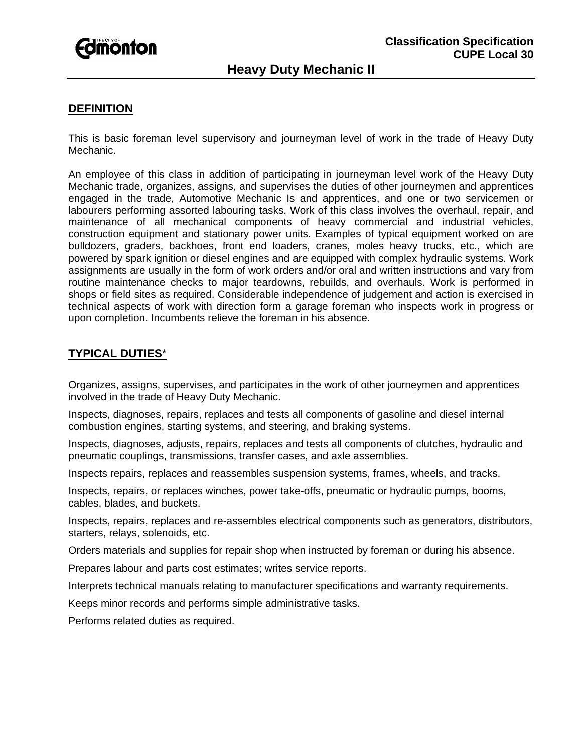Classification Specification
CUPE Local 30

# Heavy Duty Mechanic II

## DEFINITION

This is basic foreman level supervisory and journeyman level of work in the trade of Heavy Duty Mechanic.

An employee of this class in addition of participating in journeyman level work of the Heavy Duty Mechanic trade, organizes, assigns, and supervises the duties of other journeymen and apprentices engaged in the trade, Automotive Mechanic Is and apprentices, and one or two servicemen or labourers performing assorted labouring tasks. Work of this class involves the overhaul, repair, and maintenance of all mechanical components of heavy commercial and industrial vehicles, construction equipment and stationary power units. Examples of typical equipment worked on are bulldozers, graders, backhoes, front end loaders, cranes, moles heavy trucks, etc., which are powered by spark ignition or diesel engines and are equipped with complex hydraulic systems. Work assignments are usually in the form of work orders and/or oral and written instructions and vary from routine maintenance checks to major teardowns, rebuilds, and overhauls. Work is performed in shops or field sites as required. Considerable independence of judgement and action is exercised in technical aspects of work with direction form a garage foreman who inspects work in progress or upon completion. Incumbents relieve the foreman in his absence.

## TYPICAL DUTIES*

Organizes, assigns, supervises, and participates in the work of other journeymen and apprentices involved in the trade of Heavy Duty Mechanic.

Inspects, diagnoses, repairs, replaces and tests all components of gasoline and diesel internal combustion engines, starting systems, and steering, and braking systems.

Inspects, diagnoses, adjusts, repairs, replaces and tests all components of clutches, hydraulic and pneumatic couplings, transmissions, transfer cases, and axle assemblies.

Inspects repairs, replaces and reassembles suspension systems, frames, wheels, and tracks.

Inspects, repairs, or replaces winches, power take-offs, pneumatic or hydraulic pumps, booms, cables, blades, and buckets.

Inspects, repairs, replaces and re-assembles electrical components such as generators, distributors, starters, relays, solenoids, etc.

Orders materials and supplies for repair shop when instructed by foreman or during his absence.

Prepares labour and parts cost estimates; writes service reports.

Interprets technical manuals relating to manufacturer specifications and warranty requirements.

Keeps minor records and performs simple administrative tasks.

Performs related duties as required.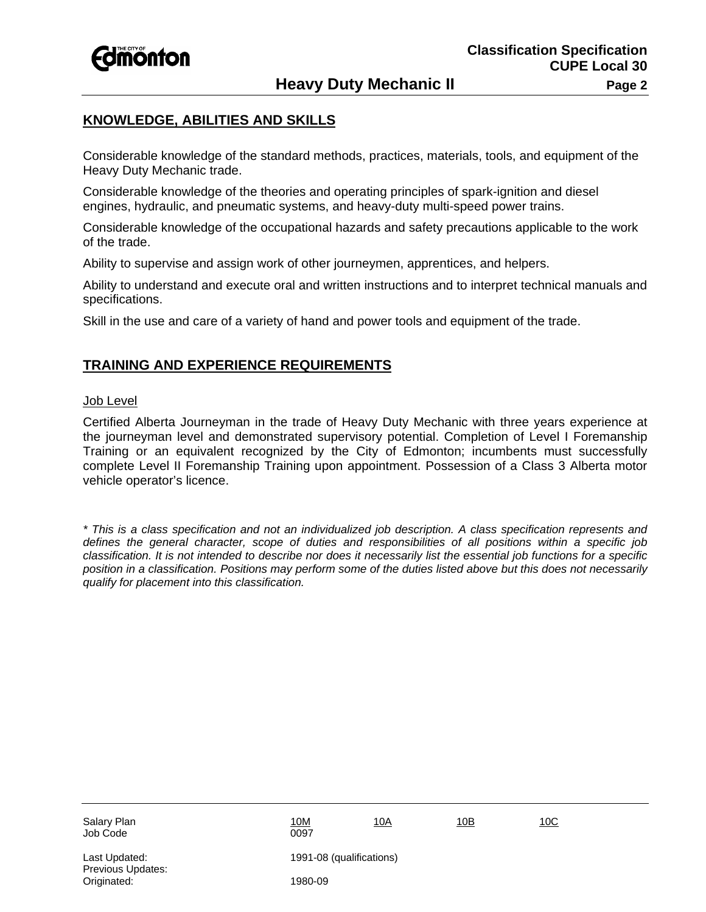## KNOWLEDGE, ABILITIES AND SKILLS

Considerable knowledge of the standard methods, practices, materials, tools, and equipment of the Heavy Duty Mechanic trade.

Considerable knowledge of the theories and operating principles of spark-ignition and diesel engines, hydraulic, and pneumatic systems, and heavy-duty multi-speed power trains.

Considerable knowledge of the occupational hazards and safety precautions applicable to the work of the trade.

Ability to supervise and assign work of other journeymen, apprentices, and helpers.

Ability to understand and execute oral and written instructions and to interpret technical manuals and specifications.

Skill in the use and care of a variety of hand and power tools and equipment of the trade.

## TRAINING AND EXPERIENCE REQUIREMENTS

Job Level

Certified Alberta Journeyman in the trade of Heavy Duty Mechanic with three years experience at the journeyman level and demonstrated supervisory potential. Completion of Level I Foremanship Training or an equivalent recognized by the City of Edmonton; incumbents must successfully complete Level II Foremanship Training upon appointment. Possession of a Class 3 Alberta motor vehicle operator's licence.

*\* This is a class specification and not an individualized job description. A class specification represents and defines the general character, scope of duties and responsibilities of all positions within a specific job classification. It is not intended to describe nor does it necessarily list the essential job functions for a specific position in a classification. Positions may perform some of the duties listed above but this does not necessarily qualify for placement into this classification.*

| | | | | |
|---|---|---|---|---|
| Salary Plan | 10M | 10A | 10B | 10C |
| Job Code | 0097 | | | |
| Last Updated: | 1991-08 (qualifications) | | | |
| Previous Updates: | | | | |
| Originated: | 1980-09 | | | |